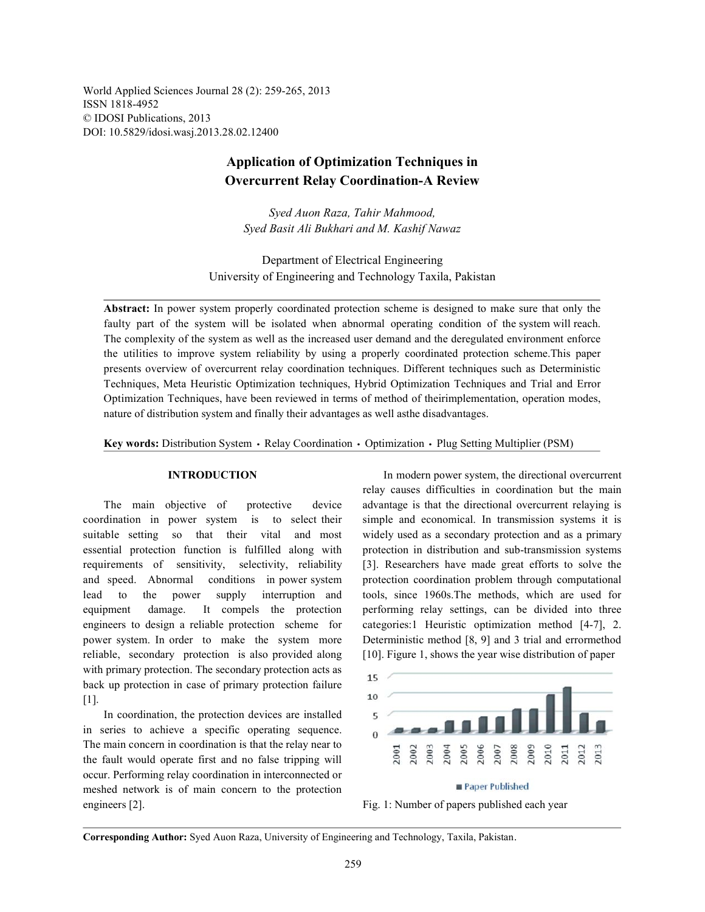World Applied Sciences Journal 28 (2): 259-265, 2013
ISSN 1818-4952
© IDOSI Publications, 2013
DOI: 10.5829/idosi.wasj.2013.28.02.12400

# Application of Optimization Techniques in Overcurrent Relay Coordination-A Review

*Syed Auon Raza, Tahir Mahmood,*
*Syed Basit Ali Bukhari and M. Kashif Nawaz*

Department of Electrical Engineering
University of Engineering and Technology Taxila, Pakistan

**Abstract:** In power system properly coordinated protection scheme is designed to make sure that only the faulty part of the system will be isolated when abnormal operating condition of the system will reach. The complexity of the system as well as the increased user demand and the deregulated environment enforce the utilities to improve system reliability by using a properly coordinated protection scheme.This paper presents overview of overcurrent relay coordination techniques. Different techniques such as Deterministic Techniques, Meta Heuristic Optimization techniques, Hybrid Optimization Techniques and Trial and Error Optimization Techniques, have been reviewed in terms of method of theirimplementation, operation modes, nature of distribution system and finally their advantages as well asthe disadvantages.

**Key words:** Distribution System • Relay Coordination • Optimization • Plug Setting Multiplier (PSM)

## INTRODUCTION

The main objective of protective device coordination in power system is to select their suitable setting so that their vital and most essential protection function is fulfilled along with requirements of sensitivity, selectivity, reliability and speed. Abnormal conditions in power system lead to the power supply interruption and equipment damage. It compels the protection engineers to design a reliable protection scheme for power system. In order to make the system more reliable, secondary protection is also provided along with primary protection. The secondary protection acts as back up protection in case of primary protection failure [1].

In coordination, the protection devices are installed in series to achieve a specific operating sequence. The main concern in coordination is that the relay near to the fault would operate first and no false tripping will occur. Performing relay coordination in interconnected or meshed network is of main concern to the protection engineers [2].

In modern power system, the directional overcurrent relay causes difficulties in coordination but the main advantage is that the directional overcurrent relaying is simple and economical. In transmission systems it is widely used as a secondary protection and as a primary protection in distribution and sub-transmission systems [3]. Researchers have made great efforts to solve the protection coordination problem through computational tools, since 1960s.The methods, which are used for performing relay settings, can be divided into three categories:1 Heuristic optimization method [4-7], 2. Deterministic method [8, 9] and 3 trial and errormethod [10]. Figure 1, shows the year wise distribution of paper

Fig. 1: Number of papers published each year

**Corresponding Author:** Syed Auon Raza, University of Engineering and Technology, Taxila, Pakistan.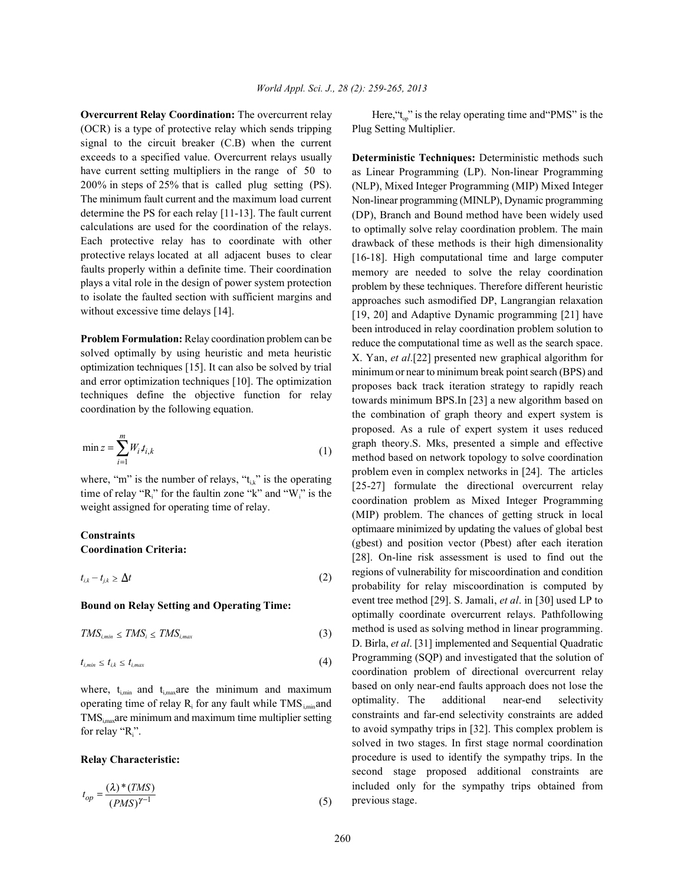**Overcurrent Relay Coordination:** The overcurrent relay (OCR) is a type of protective relay which sends tripping signal to the circuit breaker (C.B) when the current exceeds to a specified value. Overcurrent relays usually have current setting multipliers in the range of 50 to 200% in steps of 25% that is called plug setting (PS). The minimum fault current and the maximum load current determine the PS for each relay [11-13]. The fault current calculations are used for the coordination of the relays. Each protective relay has to coordinate with other protective relays located at all adjacent buses to clear faults properly within a definite time. Their coordination plays a vital role in the design of power system protection to isolate the faulted section with sufficient margins and without excessive time delays [14].

**Problem Formulation:** Relay coordination problem can be solved optimally by using heuristic and meta heuristic optimization techniques [15]. It can also be solved by trial and error optimization techniques [10]. The optimization techniques define the objective function for relay coordination by the following equation.

$$\min z = \sum_{i=1}^{m} W_i t_{i,k} \tag{1}$$

where, "m" is the number of relays, "$t_{i,k}$" is the operating time of relay "$R_i$" for the faultin zone "k" and "$W_i$" is the weight assigned for operating time of relay.

**Constraints**

**Coordination Criteria:**

$$t_{i,k} - t_{j,k} \geq \Delta t \tag{2}$$

**Bound on Relay Setting and Operating Time:**

$$TMS_{i,min} \leq TMS_i \leq TMS_{i,max} \tag{3}$$

$$t_{i,min} \leq t_{i,k} \leq t_{i,max} \tag{4}$$

where, $t_{i,min}$ and $t_{i,max}$are the minimum and maximum operating time of relay $R_i$ for any fault while $TMS_{i,min}$and $TMS_{i,max}$are minimum and maximum time multiplier setting for relay "$R_i$".

**Relay Characteristic:**

$$t_{op} = \frac{(\lambda)*(TMS)}{(PMS)^{\gamma-1}} \tag{5}$$

Here,"$t_{op}$" is the relay operating time and"PMS" is the Plug Setting Multiplier.

**Deterministic Techniques:** Deterministic methods such as Linear Programming (LP). Non-linear Programming (NLP), Mixed Integer Programming (MIP) Mixed Integer Non-linear programming (MINLP), Dynamic programming (DP), Branch and Bound method have been widely used to optimally solve relay coordination problem. The main drawback of these methods is their high dimensionality [16-18]. High computational time and large computer memory are needed to solve the relay coordination problem by these techniques. Therefore different heuristic approaches such asmodified DP, Langrangian relaxation [19, 20] and Adaptive Dynamic programming [21] have been introduced in relay coordination problem solution to reduce the computational time as well as the search space. X. Yan, *et al*.[22] presented new graphical algorithm for minimum or near to minimum break point search (BPS) and proposes back track iteration strategy to rapidly reach towards minimum BPS.In [23] a new algorithm based on the combination of graph theory and expert system is proposed. As a rule of expert system it uses reduced graph theory.S. Mks, presented a simple and effective method based on network topology to solve coordination problem even in complex networks in [24]. The articles [25-27] formulate the directional overcurrent relay coordination problem as Mixed Integer Programming (MIP) problem. The chances of getting struck in local optimaare minimized by updating the values of global best (gbest) and position vector (Pbest) after each iteration [28]. On-line risk assessment is used to find out the regions of vulnerability for miscoordination and condition probability for relay miscoordination is computed by event tree method [29]. S. Jamali, *et al*. in [30] used LP to optimally coordinate overcurrent relays. Pathfollowing method is used as solving method in linear programming. D. Birla, *et al*. [31] implemented and Sequential Quadratic Programming (SQP) and investigated that the solution of coordination problem of directional overcurrent relay based on only near-end faults approach does not lose the optimality. The additional near-end selectivity constraints and far-end selectivity constraints are added to avoid sympathy trips in [32]. This complex problem is solved in two stages. In first stage normal coordination procedure is used to identify the sympathy trips. In the second stage proposed additional constraints are included only for the sympathy trips obtained from previous stage.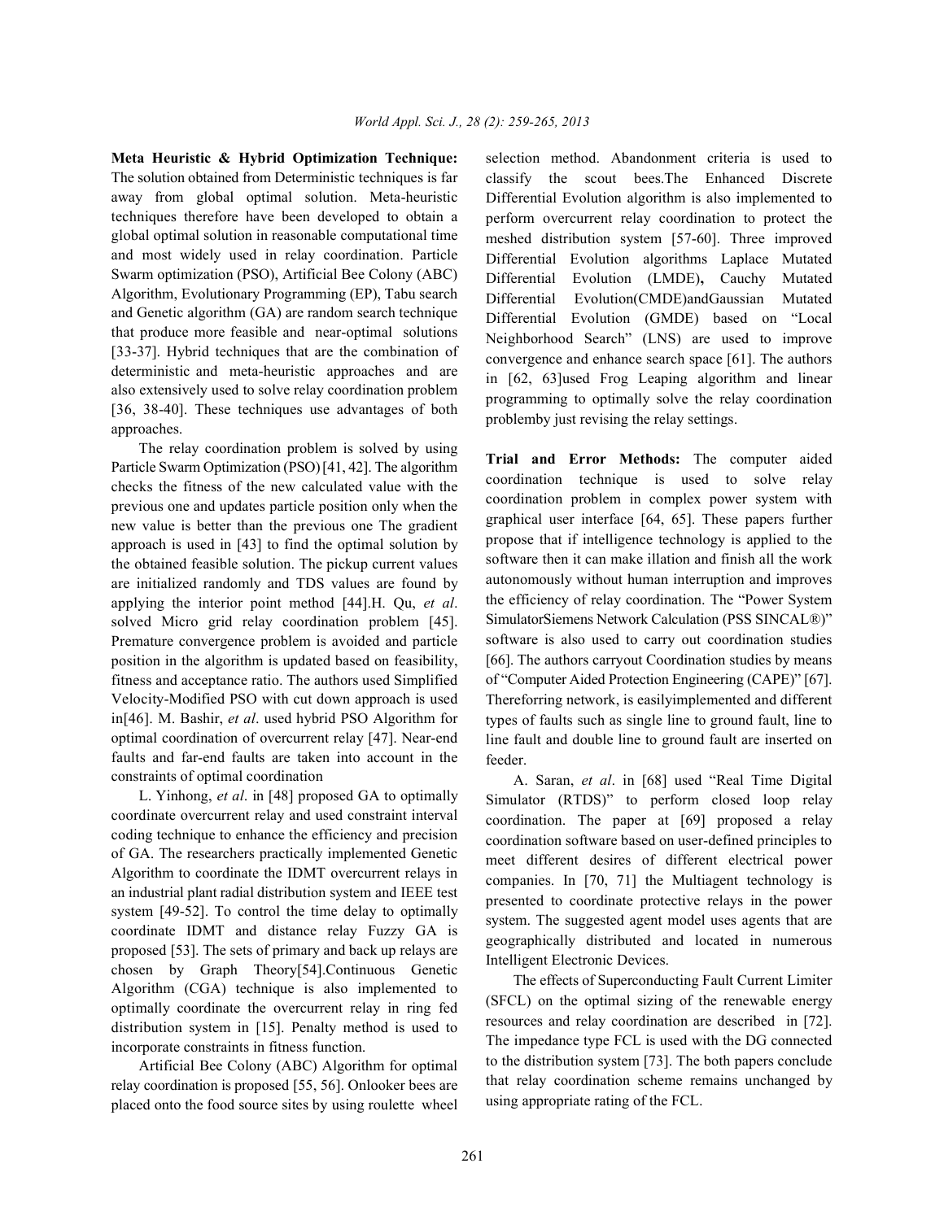**Meta Heuristic & Hybrid Optimization Technique:** The solution obtained from Deterministic techniques is far away from global optimal solution. Meta-heuristic techniques therefore have been developed to obtain a global optimal solution in reasonable computational time and most widely used in relay coordination. Particle Swarm optimization (PSO), Artificial Bee Colony (ABC) Algorithm, Evolutionary Programming (EP), Tabu search and Genetic algorithm (GA) are random search technique that produce more feasible and near-optimal solutions [33-37]. Hybrid techniques that are the combination of deterministic and meta-heuristic approaches and are also extensively used to solve relay coordination problem [36, 38-40]. These techniques use advantages of both approaches.

The relay coordination problem is solved by using Particle Swarm Optimization (PSO) [41, 42]. The algorithm checks the fitness of the new calculated value with the previous one and updates particle position only when the new value is better than the previous one The gradient approach is used in [43] to find the optimal solution by the obtained feasible solution. The pickup current values are initialized randomly and TDS values are found by applying the interior point method [44].H. Qu, *et al*. solved Micro grid relay coordination problem [45]. Premature convergence problem is avoided and particle position in the algorithm is updated based on feasibility, fitness and acceptance ratio. The authors used Simplified Velocity-Modified PSO with cut down approach is used in[46]. M. Bashir, *et al*. used hybrid PSO Algorithm for optimal coordination of overcurrent relay [47]. Near-end faults and far-end faults are taken into account in the constraints of optimal coordination

L. Yinhong, *et al*. in [48] proposed GA to optimally coordinate overcurrent relay and used constraint interval coding technique to enhance the efficiency and precision of GA. The researchers practically implemented Genetic Algorithm to coordinate the IDMT overcurrent relays in an industrial plant radial distribution system and IEEE test system [49-52]. To control the time delay to optimally coordinate IDMT and distance relay Fuzzy GA is proposed [53]. The sets of primary and back up relays are chosen by Graph Theory[54].Continuous Genetic Algorithm (CGA) technique is also implemented to optimally coordinate the overcurrent relay in ring fed distribution system in [15]. Penalty method is used to incorporate constraints in fitness function.

Artificial Bee Colony (ABC) Algorithm for optimal relay coordination is proposed [55, 56]. Onlooker bees are placed onto the food source sites by using roulette wheel selection method. Abandonment criteria is used to classify the scout bees.The Enhanced Discrete Differential Evolution algorithm is also implemented to perform overcurrent relay coordination to protect the meshed distribution system [57-60]. Three improved Differential Evolution algorithms Laplace Mutated Differential Evolution (LMDE)**,** Cauchy Mutated Differential Evolution(CMDE)andGaussian Mutated Differential Evolution (GMDE) based on "Local Neighborhood Search" (LNS) are used to improve convergence and enhance search space [61]. The authors in [62, 63]used Frog Leaping algorithm and linear programming to optimally solve the relay coordination problemby just revising the relay settings.

**Trial and Error Methods:** The computer aided coordination technique is used to solve relay coordination problem in complex power system with graphical user interface [64, 65]. These papers further propose that if intelligence technology is applied to the software then it can make illation and finish all the work autonomously without human interruption and improves the efficiency of relay coordination. The "Power System SimulatorSiemens Network Calculation (PSS SINCAL®)" software is also used to carry out coordination studies [66]. The authors carryout Coordination studies by means of "Computer Aided Protection Engineering (CAPE)" [67]. Thereforring network, is easilyimplemented and different types of faults such as single line to ground fault, line to line fault and double line to ground fault are inserted on feeder.

A. Saran, *et al*. in [68] used "Real Time Digital Simulator (RTDS)" to perform closed loop relay coordination. The paper at [69] proposed a relay coordination software based on user-defined principles to meet different desires of different electrical power companies. In [70, 71] the Multiagent technology is presented to coordinate protective relays in the power system. The suggested agent model uses agents that are geographically distributed and located in numerous Intelligent Electronic Devices.

The effects of Superconducting Fault Current Limiter (SFCL) on the optimal sizing of the renewable energy resources and relay coordination are described in [72]. The impedance type FCL is used with the DG connected to the distribution system [73]. The both papers conclude that relay coordination scheme remains unchanged by using appropriate rating of the FCL.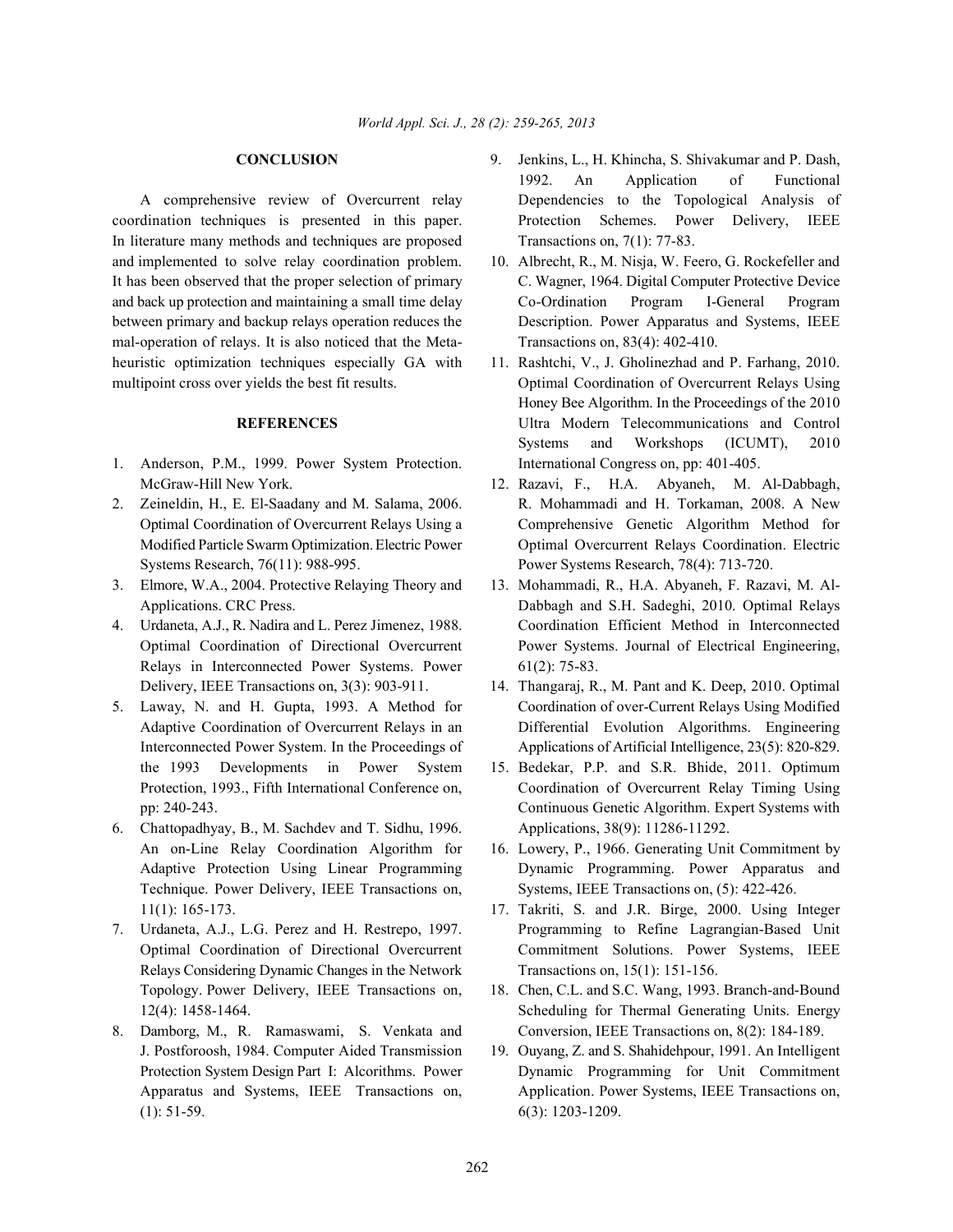## CONCLUSION

A comprehensive review of Overcurrent relay coordination techniques is presented in this paper. In literature many methods and techniques are proposed and implemented to solve relay coordination problem. It has been observed that the proper selection of primary and back up protection and maintaining a small time delay between primary and backup relays operation reduces the mal-operation of relays. It is also noticed that the Meta-heuristic optimization techniques especially GA with multipoint cross over yields the best fit results.

## REFERENCES

1. Anderson, P.M., 1999. Power System Protection. McGraw-Hill New York.
2. Zeineldin, H., E. El-Saadany and M. Salama, 2006. Optimal Coordination of Overcurrent Relays Using a Modified Particle Swarm Optimization. Electric Power Systems Research, 76(11): 988-995.
3. Elmore, W.A., 2004. Protective Relaying Theory and Applications. CRC Press.
4. Urdaneta, A.J., R. Nadira and L. Perez Jimenez, 1988. Optimal Coordination of Directional Overcurrent Relays in Interconnected Power Systems. Power Delivery, IEEE Transactions on, 3(3): 903-911.
5. Laway, N. and H. Gupta, 1993. A Method for Adaptive Coordination of Overcurrent Relays in an Interconnected Power System. In the Proceedings of the 1993 Developments in Power System Protection, 1993., Fifth International Conference on, pp: 240-243.
6. Chattopadhyay, B., M. Sachdev and T. Sidhu, 1996. An on-Line Relay Coordination Algorithm for Adaptive Protection Using Linear Programming Technique. Power Delivery, IEEE Transactions on, 11(1): 165-173.
7. Urdaneta, A.J., L.G. Perez and H. Restrepo, 1997. Optimal Coordination of Directional Overcurrent Relays Considering Dynamic Changes in the Network Topology. Power Delivery, IEEE Transactions on, 12(4): 1458-1464.
8. Damborg, M., R. Ramaswami, S. Venkata and J. Postforoosh, 1984. Computer Aided Transmission Protection System Design Part I: Alcorithms. Power Apparatus and Systems, IEEE Transactions on, (1): 51-59.
9. Jenkins, L., H. Khincha, S. Shivakumar and P. Dash, 1992. An Application of Functional Dependencies to the Topological Analysis of Protection Schemes. Power Delivery, IEEE Transactions on, 7(1): 77-83.
10. Albrecht, R., M. Nisja, W. Feero, G. Rockefeller and C. Wagner, 1964. Digital Computer Protective Device Co-Ordination Program I-General Program Description. Power Apparatus and Systems, IEEE Transactions on, 83(4): 402-410.
11. Rashtchi, V., J. Gholinezhad and P. Farhang, 2010. Optimal Coordination of Overcurrent Relays Using Honey Bee Algorithm. In the Proceedings of the 2010 Ultra Modern Telecommunications and Control Systems and Workshops (ICUMT), 2010 International Congress on, pp: 401-405.
12. Razavi, F., H.A. Abyaneh, M. Al-Dabbagh, R. Mohammadi and H. Torkaman, 2008. A New Comprehensive Genetic Algorithm Method for Optimal Overcurrent Relays Coordination. Electric Power Systems Research, 78(4): 713-720.
13. Mohammadi, R., H.A. Abyaneh, F. Razavi, M. Al-Dabbagh and S.H. Sadeghi, 2010. Optimal Relays Coordination Efficient Method in Interconnected Power Systems. Journal of Electrical Engineering, 61(2): 75-83.
14. Thangaraj, R., M. Pant and K. Deep, 2010. Optimal Coordination of over-Current Relays Using Modified Differential Evolution Algorithms. Engineering Applications of Artificial Intelligence, 23(5): 820-829.
15. Bedekar, P.P. and S.R. Bhide, 2011. Optimum Coordination of Overcurrent Relay Timing Using Continuous Genetic Algorithm. Expert Systems with Applications, 38(9): 11286-11292.
16. Lowery, P., 1966. Generating Unit Commitment by Dynamic Programming. Power Apparatus and Systems, IEEE Transactions on, (5): 422-426.
17. Takriti, S. and J.R. Birge, 2000. Using Integer Programming to Refine Lagrangian-Based Unit Commitment Solutions. Power Systems, IEEE Transactions on, 15(1): 151-156.
18. Chen, C.L. and S.C. Wang, 1993. Branch-and-Bound Scheduling for Thermal Generating Units. Energy Conversion, IEEE Transactions on, 8(2): 184-189.
19. Ouyang, Z. and S. Shahidehpour, 1991. An Intelligent Dynamic Programming for Unit Commitment Application. Power Systems, IEEE Transactions on, 6(3): 1203-1209.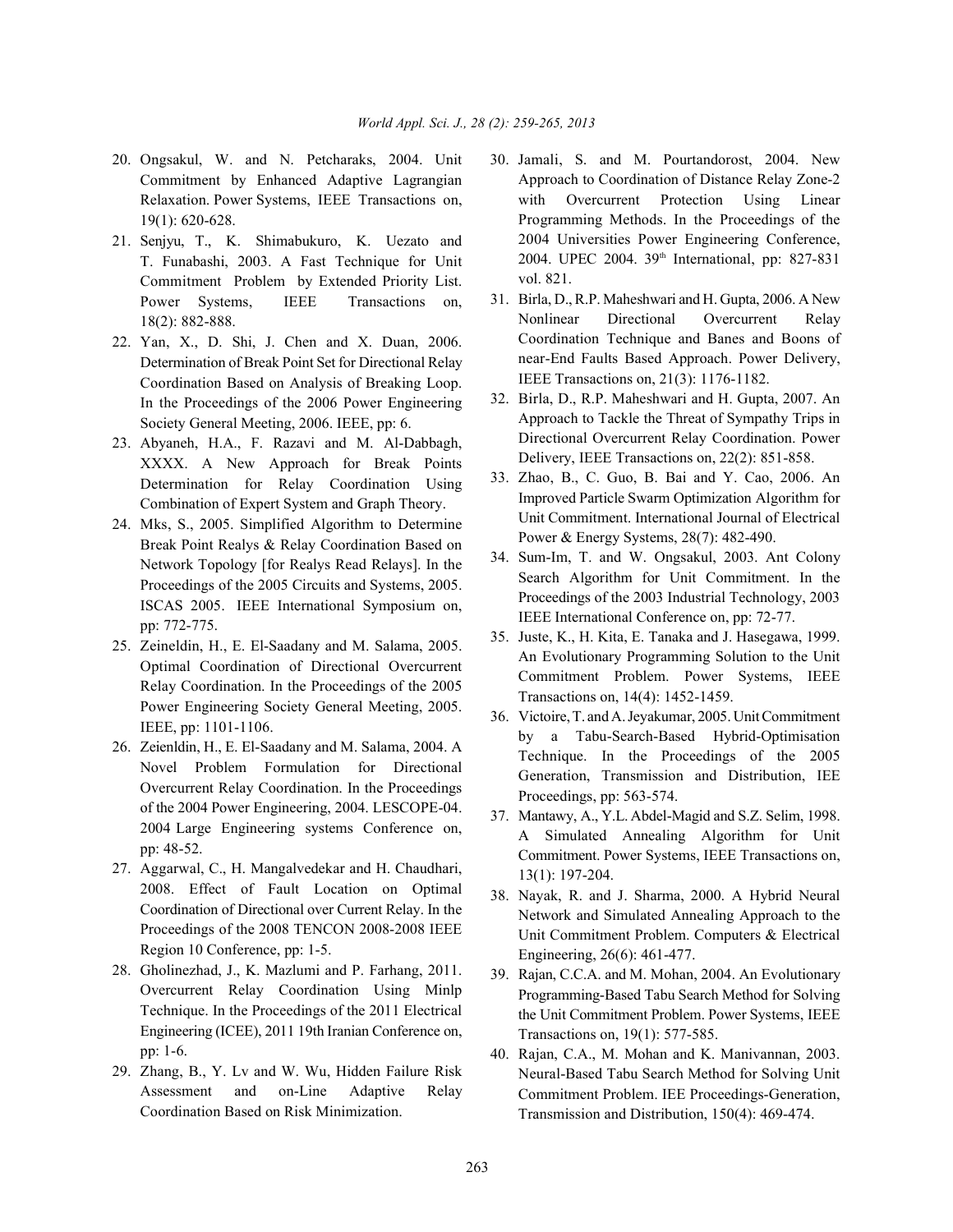20. Ongsakul, W. and N. Petcharaks, 2004. Unit Commitment by Enhanced Adaptive Lagrangian Relaxation. Power Systems, IEEE Transactions on, 19(1): 620-628.
21. Senjyu, T., K. Shimabukuro, K. Uezato and T. Funabashi, 2003. A Fast Technique for Unit Commitment Problem by Extended Priority List. Power Systems, IEEE Transactions on, 18(2): 882-888.
22. Yan, X., D. Shi, J. Chen and X. Duan, 2006. Determination of Break Point Set for Directional Relay Coordination Based on Analysis of Breaking Loop. In the Proceedings of the 2006 Power Engineering Society General Meeting, 2006. IEEE, pp: 6.
23. Abyaneh, H.A., F. Razavi and M. Al-Dabbagh, XXXX. A New Approach for Break Points Determination for Relay Coordination Using Combination of Expert System and Graph Theory.
24. Mks, S., 2005. Simplified Algorithm to Determine Break Point Realys & Relay Coordination Based on Network Topology [for Realys Read Relays]. In the Proceedings of the 2005 Circuits and Systems, 2005. ISCAS 2005. IEEE International Symposium on, pp: 772-775.
25. Zeineldin, H., E. El-Saadany and M. Salama, 2005. Optimal Coordination of Directional Overcurrent Relay Coordination. In the Proceedings of the 2005 Power Engineering Society General Meeting, 2005. IEEE, pp: 1101-1106.
26. Zeienldin, H., E. El-Saadany and M. Salama, 2004. A Novel Problem Formulation for Directional Overcurrent Relay Coordination. In the Proceedings of the 2004 Power Engineering, 2004. LESCOPE-04. 2004 Large Engineering systems Conference on, pp: 48-52.
27. Aggarwal, C., H. Mangalvedekar and H. Chaudhari, 2008. Effect of Fault Location on Optimal Coordination of Directional over Current Relay. In the Proceedings of the 2008 TENCON 2008-2008 IEEE Region 10 Conference, pp: 1-5.
28. Gholinezhad, J., K. Mazlumi and P. Farhang, 2011. Overcurrent Relay Coordination Using Minlp Technique. In the Proceedings of the 2011 Electrical Engineering (ICEE), 2011 19th Iranian Conference on, pp: 1-6.
29. Zhang, B., Y. Lv and W. Wu, Hidden Failure Risk Assessment and on-Line Adaptive Relay Coordination Based on Risk Minimization.
30. Jamali, S. and M. Pourtandorost, 2004. New Approach to Coordination of Distance Relay Zone-2 with Overcurrent Protection Using Linear Programming Methods. In the Proceedings of the 2004 Universities Power Engineering Conference, 2004. UPEC 2004. 39th International, pp: 827-831 vol. 821.
31. Birla, D., R.P. Maheshwari and H. Gupta, 2006. A New Nonlinear Directional Overcurrent Relay Coordination Technique and Banes and Boons of near-End Faults Based Approach. Power Delivery, IEEE Transactions on, 21(3): 1176-1182.
32. Birla, D., R.P. Maheshwari and H. Gupta, 2007. An Approach to Tackle the Threat of Sympathy Trips in Directional Overcurrent Relay Coordination. Power Delivery, IEEE Transactions on, 22(2): 851-858.
33. Zhao, B., C. Guo, B. Bai and Y. Cao, 2006. An Improved Particle Swarm Optimization Algorithm for Unit Commitment. International Journal of Electrical Power & Energy Systems, 28(7): 482-490.
34. Sum-Im, T. and W. Ongsakul, 2003. Ant Colony Search Algorithm for Unit Commitment. In the Proceedings of the 2003 Industrial Technology, 2003 IEEE International Conference on, pp: 72-77.
35. Juste, K., H. Kita, E. Tanaka and J. Hasegawa, 1999. An Evolutionary Programming Solution to the Unit Commitment Problem. Power Systems, IEEE Transactions on, 14(4): 1452-1459.
36. Victoire, T. and A. Jeyakumar, 2005. Unit Commitment by a Tabu-Search-Based Hybrid-Optimisation Technique. In the Proceedings of the 2005 Generation, Transmission and Distribution, IEE Proceedings, pp: 563-574.
37. Mantawy, A., Y.L. Abdel-Magid and S.Z. Selim, 1998. A Simulated Annealing Algorithm for Unit Commitment. Power Systems, IEEE Transactions on, 13(1): 197-204.
38. Nayak, R. and J. Sharma, 2000. A Hybrid Neural Network and Simulated Annealing Approach to the Unit Commitment Problem. Computers & Electrical Engineering, 26(6): 461-477.
39. Rajan, C.C.A. and M. Mohan, 2004. An Evolutionary Programming-Based Tabu Search Method for Solving the Unit Commitment Problem. Power Systems, IEEE Transactions on, 19(1): 577-585.
40. Rajan, C.A., M. Mohan and K. Manivannan, 2003. Neural-Based Tabu Search Method for Solving Unit Commitment Problem. IEE Proceedings-Generation, Transmission and Distribution, 150(4): 469-474.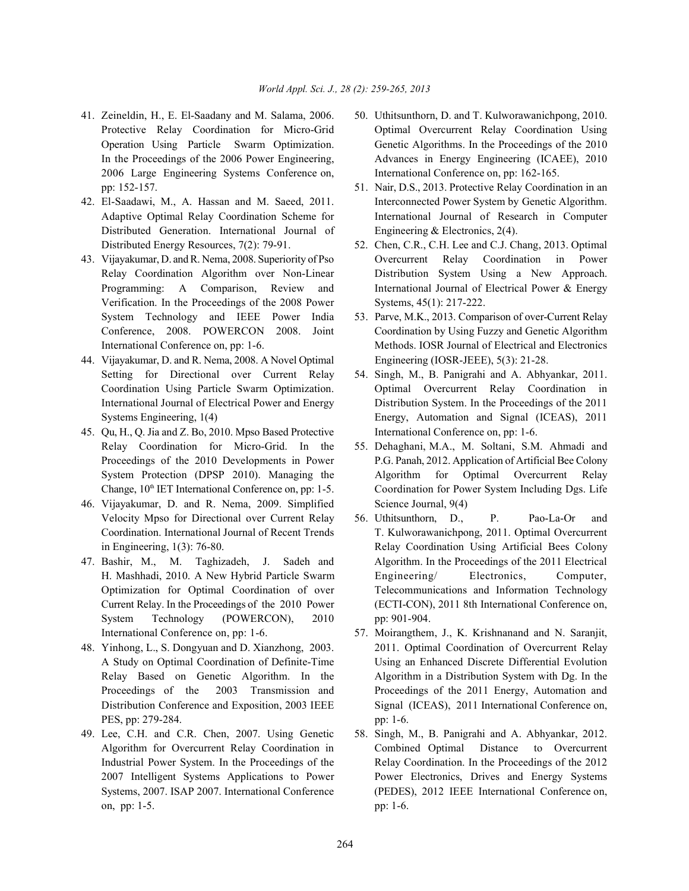41. Zeineldin, H., E. El-Saadany and M. Salama, 2006. Protective Relay Coordination for Micro-Grid Operation Using Particle Swarm Optimization. In the Proceedings of the 2006 Power Engineering, 2006 Large Engineering Systems Conference on, pp: 152-157.
42. El-Saadawi, M., A. Hassan and M. Saeed, 2011. Adaptive Optimal Relay Coordination Scheme for Distributed Generation. International Journal of Distributed Energy Resources, 7(2): 79-91.
43. Vijayakumar, D. and R. Nema, 2008. Superiority of Pso Relay Coordination Algorithm over Non-Linear Programming: A Comparison, Review and Verification. In the Proceedings of the 2008 Power System Technology and IEEE Power India Conference, 2008. POWERCON 2008. Joint International Conference on, pp: 1-6.
44. Vijayakumar, D. and R. Nema, 2008. A Novel Optimal Setting for Directional over Current Relay Coordination Using Particle Swarm Optimization. International Journal of Electrical Power and Energy Systems Engineering, 1(4)
45. Qu, H., Q. Jia and Z. Bo, 2010. Mpso Based Protective Relay Coordination for Micro-Grid. In the Proceedings of the 2010 Developments in Power System Protection (DPSP 2010). Managing the Change, 10th IET International Conference on, pp: 1-5.
46. Vijayakumar, D. and R. Nema, 2009. Simplified Velocity Mpso for Directional over Current Relay Coordination. International Journal of Recent Trends in Engineering, 1(3): 76-80.
47. Bashir, M., M. Taghizadeh, J. Sadeh and H. Mashhadi, 2010. A New Hybrid Particle Swarm Optimization for Optimal Coordination of over Current Relay. In the Proceedings of the 2010 Power System Technology (POWERCON), 2010 International Conference on, pp: 1-6.
48. Yinhong, L., S. Dongyuan and D. Xianzhong, 2003. A Study on Optimal Coordination of Definite-Time Relay Based on Genetic Algorithm. In the Proceedings of the 2003 Transmission and Distribution Conference and Exposition, 2003 IEEE PES, pp: 279-284.
49. Lee, C.H. and C.R. Chen, 2007. Using Genetic Algorithm for Overcurrent Relay Coordination in Industrial Power System. In the Proceedings of the 2007 Intelligent Systems Applications to Power Systems, 2007. ISAP 2007. International Conference on, pp: 1-5.
50. Uthitsunthorn, D. and T. Kulworawanichpong, 2010. Optimal Overcurrent Relay Coordination Using Genetic Algorithms. In the Proceedings of the 2010 Advances in Energy Engineering (ICAEE), 2010 International Conference on, pp: 162-165.
51. Nair, D.S., 2013. Protective Relay Coordination in an Interconnected Power System by Genetic Algorithm. International Journal of Research in Computer Engineering & Electronics, 2(4).
52. Chen, C.R., C.H. Lee and C.J. Chang, 2013. Optimal Overcurrent Relay Coordination in Power Distribution System Using a New Approach. International Journal of Electrical Power & Energy Systems, 45(1): 217-222.
53. Parve, M.K., 2013. Comparison of over-Current Relay Coordination by Using Fuzzy and Genetic Algorithm Methods. IOSR Journal of Electrical and Electronics Engineering (IOSR-JEEE), 5(3): 21-28.
54. Singh, M., B. Panigrahi and A. Abhyankar, 2011. Optimal Overcurrent Relay Coordination in Distribution System. In the Proceedings of the 2011 Energy, Automation and Signal (ICEAS), 2011 International Conference on, pp: 1-6.
55. Dehaghani, M.A., M. Soltani, S.M. Ahmadi and P.G. Panah, 2012. Application of Artificial Bee Colony Algorithm for Optimal Overcurrent Relay Coordination for Power System Including Dgs. Life Science Journal, 9(4)
56. Uthitsunthorn, D., P. Pao-La-Or and T. Kulworawanichpong, 2011. Optimal Overcurrent Relay Coordination Using Artificial Bees Colony Algorithm. In the Proceedings of the 2011 Electrical Engineering/ Electronics, Computer, Telecommunications and Information Technology (ECTI-CON), 2011 8th International Conference on, pp: 901-904.
57. Moirangthem, J., K. Krishnanand and N. Saranjit, 2011. Optimal Coordination of Overcurrent Relay Using an Enhanced Discrete Differential Evolution Algorithm in a Distribution System with Dg. In the Proceedings of the 2011 Energy, Automation and Signal (ICEAS), 2011 International Conference on, pp: 1-6.
58. Singh, M., B. Panigrahi and A. Abhyankar, 2012. Combined Optimal Distance to Overcurrent Relay Coordination. In the Proceedings of the 2012 Power Electronics, Drives and Energy Systems (PEDES), 2012 IEEE International Conference on, pp: 1-6.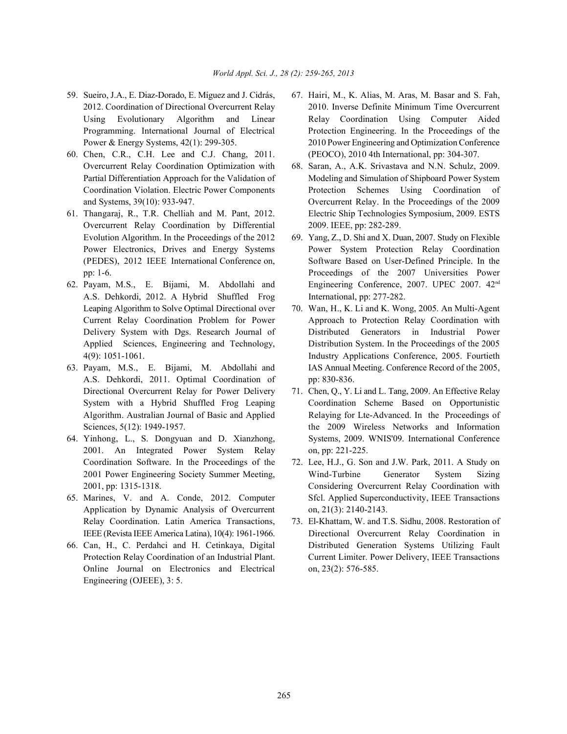59. Sueiro, J.A., E. Diaz-Dorado, E. Míguez and J. Cidrás, 2012. Coordination of Directional Overcurrent Relay Using Evolutionary Algorithm and Linear Programming. International Journal of Electrical Power & Energy Systems, 42(1): 299-305.
60. Chen, C.R., C.H. Lee and C.J. Chang, 2011. Overcurrent Relay Coordination Optimization with Partial Differentiation Approach for the Validation of Coordination Violation. Electric Power Components and Systems, 39(10): 933-947.
61. Thangaraj, R., T.R. Chelliah and M. Pant, 2012. Overcurrent Relay Coordination by Differential Evolution Algorithm. In the Proceedings of the 2012 Power Electronics, Drives and Energy Systems (PEDES), 2012 IEEE International Conference on, pp: 1-6.
62. Payam, M.S., E. Bijami, M. Abdollahi and A.S. Dehkordi, 2012. A Hybrid Shuffled Frog Leaping Algorithm to Solve Optimal Directional over Current Relay Coordination Problem for Power Delivery System with Dgs. Research Journal of Applied Sciences, Engineering and Technology, 4(9): 1051-1061.
63. Payam, M.S., E. Bijami, M. Abdollahi and A.S. Dehkordi, 2011. Optimal Coordination of Directional Overcurrent Relay for Power Delivery System with a Hybrid Shuffled Frog Leaping Algorithm. Australian Journal of Basic and Applied Sciences, 5(12): 1949-1957.
64. Yinhong, L., S. Dongyuan and D. Xianzhong, 2001. An Integrated Power System Relay Coordination Software. In the Proceedings of the 2001 Power Engineering Society Summer Meeting, 2001, pp: 1315-1318.
65. Marines, V. and A. Conde, 2012. Computer Application by Dynamic Analysis of Overcurrent Relay Coordination. Latin America Transactions, IEEE (Revista IEEE America Latina), 10(4): 1961-1966.
66. Can, H., C. Perdahci and H. Cetinkaya, Digital Protection Relay Coordination of an Industrial Plant. Online Journal on Electronics and Electrical Engineering (OJEEE), 3: 5.
67. Hairi, M., K. Alias, M. Aras, M. Basar and S. Fah, 2010. Inverse Definite Minimum Time Overcurrent Relay Coordination Using Computer Aided Protection Engineering. In the Proceedings of the 2010 Power Engineering and Optimization Conference (PEOCO), 2010 4th International, pp: 304-307.
68. Saran, A., A.K. Srivastava and N.N. Schulz, 2009. Modeling and Simulation of Shipboard Power System Protection Schemes Using Coordination of Overcurrent Relay. In the Proceedings of the 2009 Electric Ship Technologies Symposium, 2009. ESTS 2009. IEEE, pp: 282-289.
69. Yang, Z., D. Shi and X. Duan, 2007. Study on Flexible Power System Protection Relay Coordination Software Based on User-Defined Principle. In the Proceedings of the 2007 Universities Power Engineering Conference, 2007. UPEC 2007. 42nd International, pp: 277-282.
70. Wan, H., K. Li and K. Wong, 2005. An Multi-Agent Approach to Protection Relay Coordination with Distributed Generators in Industrial Power Distribution System. In the Proceedings of the 2005 Industry Applications Conference, 2005. Fourtieth IAS Annual Meeting. Conference Record of the 2005, pp: 830-836.
71. Chen, Q., Y. Li and L. Tang, 2009. An Effective Relay Coordination Scheme Based on Opportunistic Relaying for Lte-Advanced. In the Proceedings of the 2009 Wireless Networks and Information Systems, 2009. WNIS'09. International Conference on, pp: 221-225.
72. Lee, H.J., G. Son and J.W. Park, 2011. A Study on Wind-Turbine Generator System Sizing Considering Overcurrent Relay Coordination with Sfcl. Applied Superconductivity, IEEE Transactions on, 21(3): 2140-2143.
73. El-Khattam, W. and T.S. Sidhu, 2008. Restoration of Directional Overcurrent Relay Coordination in Distributed Generation Systems Utilizing Fault Current Limiter. Power Delivery, IEEE Transactions on, 23(2): 576-585.